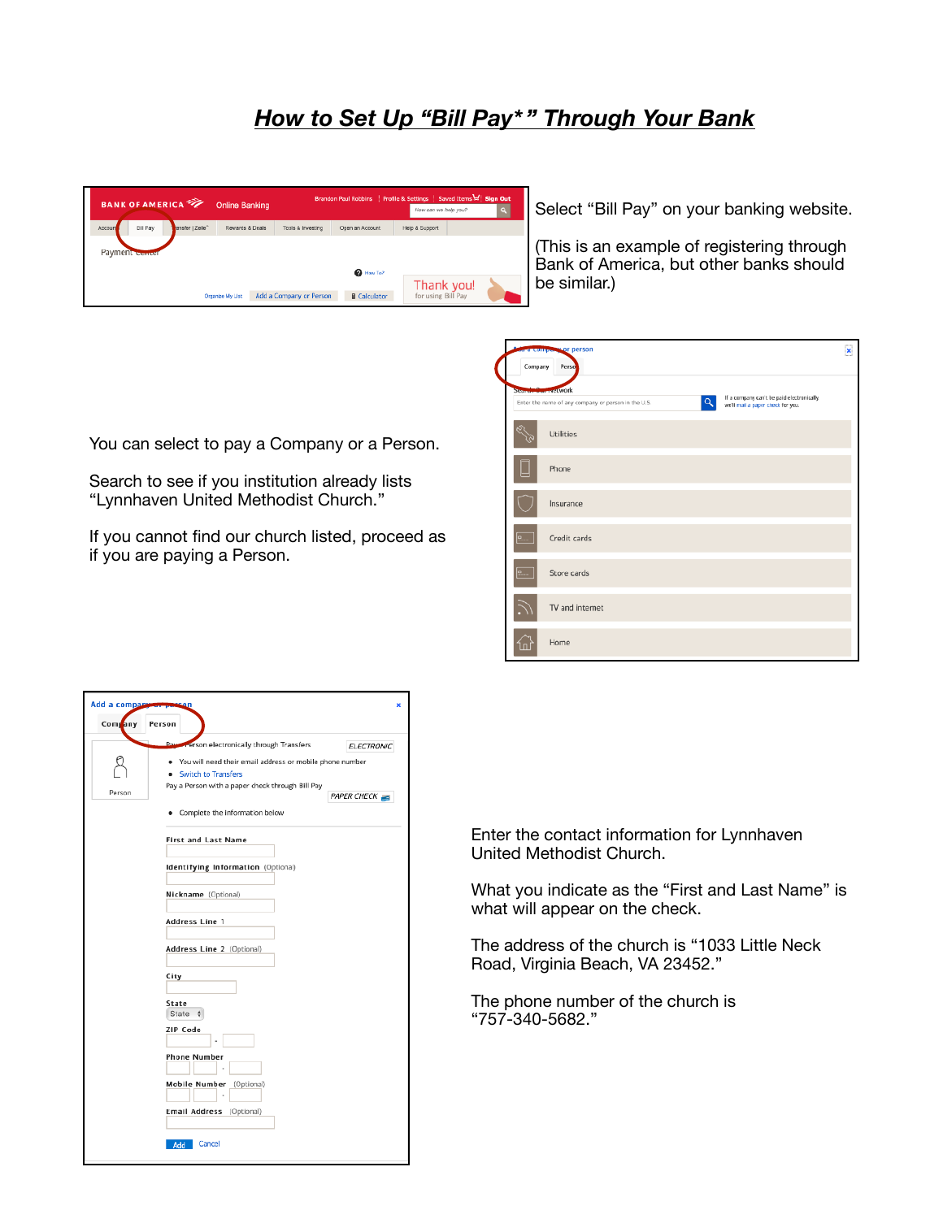# *How to Set Up "Bill Pay*" Through Your Bank*

Select "Bill Pay" on your banking website.

(This is an example of registering through Bank of America, but other banks should be similar.)

You can select to pay a Company or a Person.

Search to see if you institution already lists "Lynnhaven United Methodist Church."

If you cannot find our church listed, proceed as if you are paying a Person.

Enter the contact information for Lynnhaven United Methodist Church.

What you indicate as the "First and Last Name" is what will appear on the check.

The address of the church is "1033 Little Neck Road, Virginia Beach, VA 23452."

The phone number of the church is "757-340-5682."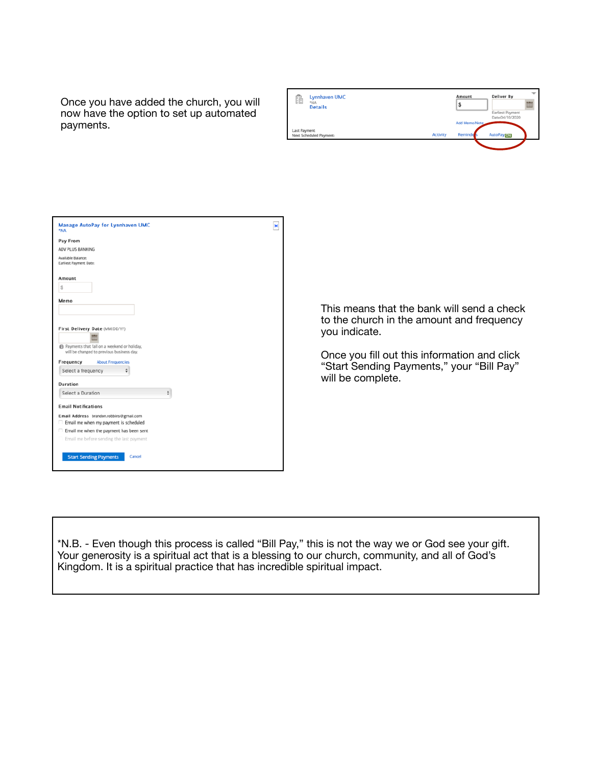Once you have added the church, you will now have the option to set up automated payments.

This means that the bank will send a check to the church in the amount and frequency you indicate.

Once you fill out this information and click "Start Sending Payments," your "Bill Pay" will be complete.

*N.B. - Even though this process is called "Bill Pay," this is not the way we or God see your gift. Your generosity is a spiritual act that is a blessing to our church, community, and all of God's Kingdom. It is a spiritual practice that has incredible spiritual impact.